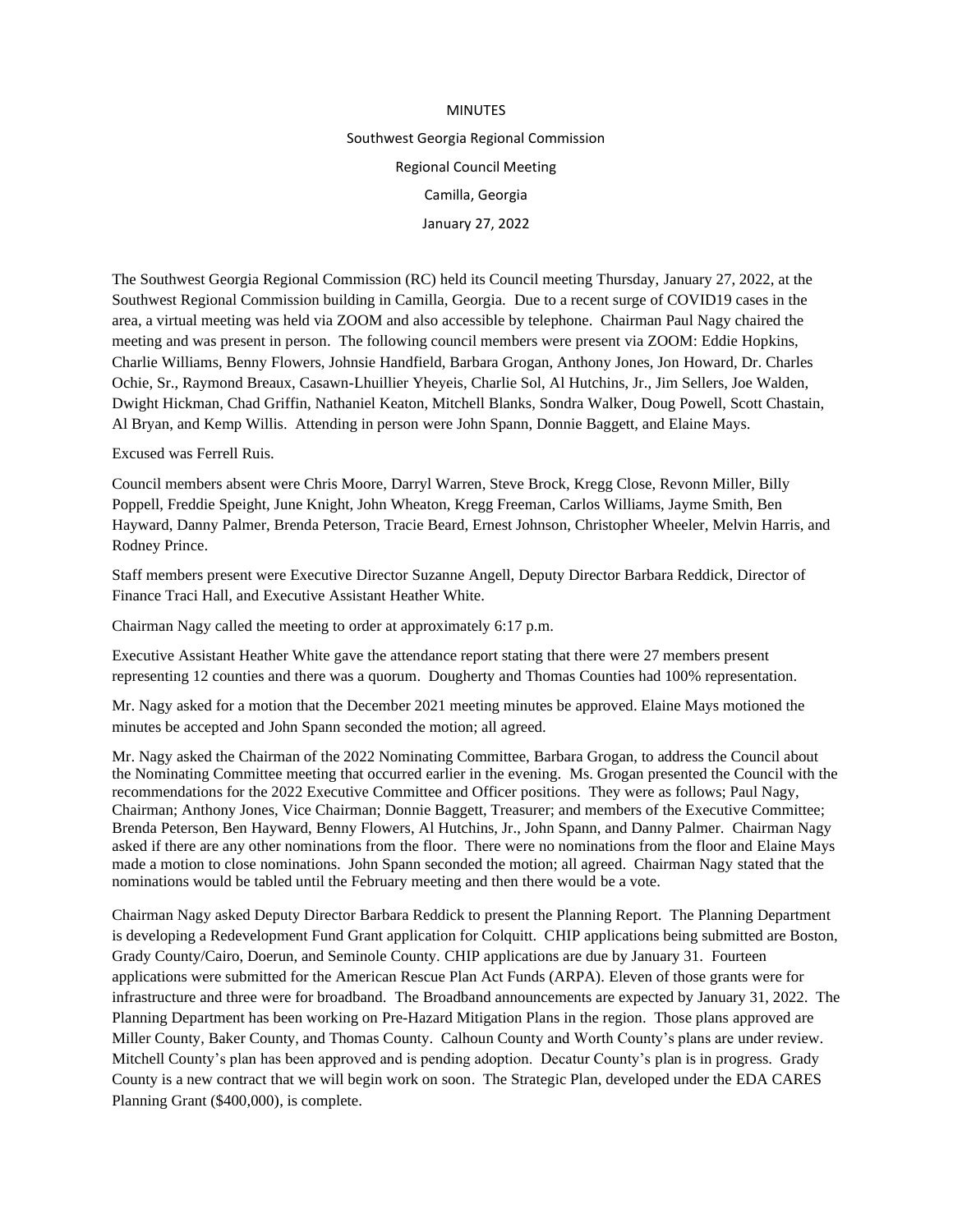MINUTES

Southwest Georgia Regional Commission

Regional Council Meeting

Camilla, Georgia

January 27, 2022

The Southwest Georgia Regional Commission (RC) held its Council meeting Thursday, January 27, 2022, at the Southwest Regional Commission building in Camilla, Georgia. Due to a recent surge of COVID19 cases in the area, a virtual meeting was held via ZOOM and also accessible by telephone. Chairman Paul Nagy chaired the meeting and was present in person. The following council members were present via ZOOM: Eddie Hopkins, Charlie Williams, Benny Flowers, Johnsie Handfield, Barbara Grogan, Anthony Jones, Jon Howard, Dr. Charles Ochie, Sr., Raymond Breaux, Casawn-Lhuillier Yheyeis, Charlie Sol, Al Hutchins, Jr., Jim Sellers, Joe Walden, Dwight Hickman, Chad Griffin, Nathaniel Keaton, Mitchell Blanks, Sondra Walker, Doug Powell, Scott Chastain, Al Bryan, and Kemp Willis. Attending in person were John Spann, Donnie Baggett, and Elaine Mays.

Excused was Ferrell Ruis.

Council members absent were Chris Moore, Darryl Warren, Steve Brock, Kregg Close, Revonn Miller, Billy Poppell, Freddie Speight, June Knight, John Wheaton, Kregg Freeman, Carlos Williams, Jayme Smith, Ben Hayward, Danny Palmer, Brenda Peterson, Tracie Beard, Ernest Johnson, Christopher Wheeler, Melvin Harris, and Rodney Prince.

Staff members present were Executive Director Suzanne Angell, Deputy Director Barbara Reddick, Director of Finance Traci Hall, and Executive Assistant Heather White.

Chairman Nagy called the meeting to order at approximately 6:17 p.m.

Executive Assistant Heather White gave the attendance report stating that there were 27 members present representing 12 counties and there was a quorum. Dougherty and Thomas Counties had 100% representation.

Mr. Nagy asked for a motion that the December 2021 meeting minutes be approved. Elaine Mays motioned the minutes be accepted and John Spann seconded the motion; all agreed.

Mr. Nagy asked the Chairman of the 2022 Nominating Committee, Barbara Grogan, to address the Council about the Nominating Committee meeting that occurred earlier in the evening. Ms. Grogan presented the Council with the recommendations for the 2022 Executive Committee and Officer positions. They were as follows; Paul Nagy, Chairman; Anthony Jones, Vice Chairman; Donnie Baggett, Treasurer; and members of the Executive Committee; Brenda Peterson, Ben Hayward, Benny Flowers, Al Hutchins, Jr., John Spann, and Danny Palmer. Chairman Nagy asked if there are any other nominations from the floor. There were no nominations from the floor and Elaine Mays made a motion to close nominations. John Spann seconded the motion; all agreed. Chairman Nagy stated that the nominations would be tabled until the February meeting and then there would be a vote.

Chairman Nagy asked Deputy Director Barbara Reddick to present the Planning Report. The Planning Department is developing a Redevelopment Fund Grant application for Colquitt. CHIP applications being submitted are Boston, Grady County/Cairo, Doerun, and Seminole County. CHIP applications are due by January 31. Fourteen applications were submitted for the American Rescue Plan Act Funds (ARPA). Eleven of those grants were for infrastructure and three were for broadband. The Broadband announcements are expected by January 31, 2022. The Planning Department has been working on Pre-Hazard Mitigation Plans in the region. Those plans approved are Miller County, Baker County, and Thomas County. Calhoun County and Worth County's plans are under review. Mitchell County's plan has been approved and is pending adoption. Decatur County's plan is in progress. Grady County is a new contract that we will begin work on soon. The Strategic Plan, developed under the EDA CARES Planning Grant ($400,000), is complete.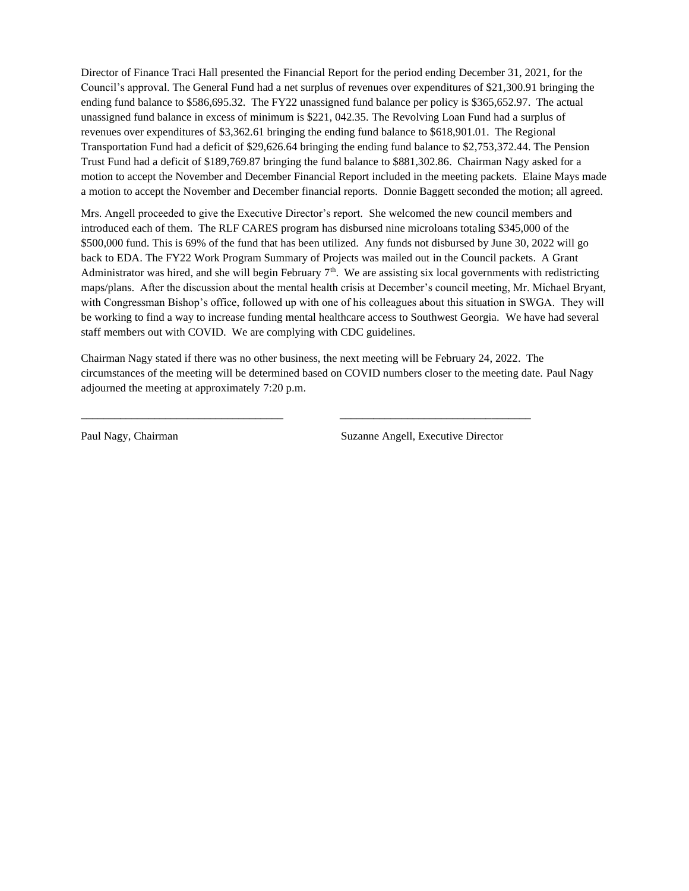Director of Finance Traci Hall presented the Financial Report for the period ending December 31, 2021, for the Council's approval. The General Fund had a net surplus of revenues over expenditures of $21,300.91 bringing the ending fund balance to $586,695.32. The FY22 unassigned fund balance per policy is $365,652.97. The actual unassigned fund balance in excess of minimum is $221, 042.35. The Revolving Loan Fund had a surplus of revenues over expenditures of $3,362.61 bringing the ending fund balance to $618,901.01. The Regional Transportation Fund had a deficit of $29,626.64 bringing the ending fund balance to $2,753,372.44. The Pension Trust Fund had a deficit of $189,769.87 bringing the fund balance to $881,302.86. Chairman Nagy asked for a motion to accept the November and December Financial Report included in the meeting packets. Elaine Mays made a motion to accept the November and December financial reports. Donnie Baggett seconded the motion; all agreed.

Mrs. Angell proceeded to give the Executive Director's report. She welcomed the new council members and introduced each of them. The RLF CARES program has disbursed nine microloans totaling $345,000 of the $500,000 fund. This is 69% of the fund that has been utilized. Any funds not disbursed by June 30, 2022 will go back to EDA. The FY22 Work Program Summary of Projects was mailed out in the Council packets. A Grant Administrator was hired, and she will begin February 7th. We are assisting six local governments with redistricting maps/plans. After the discussion about the mental health crisis at December's council meeting, Mr. Michael Bryant, with Congressman Bishop's office, followed up with one of his colleagues about this situation in SWGA. They will be working to find a way to increase funding mental healthcare access to Southwest Georgia. We have had several staff members out with COVID. We are complying with CDC guidelines.

Chairman Nagy stated if there was no other business, the next meeting will be February 24, 2022. The circumstances of the meeting will be determined based on COVID numbers closer to the meeting date. Paul Nagy adjourned the meeting at approximately 7:20 p.m.

___________________________________ ___________________________________

Paul Nagy, Chairman Suzanne Angell, Executive Director